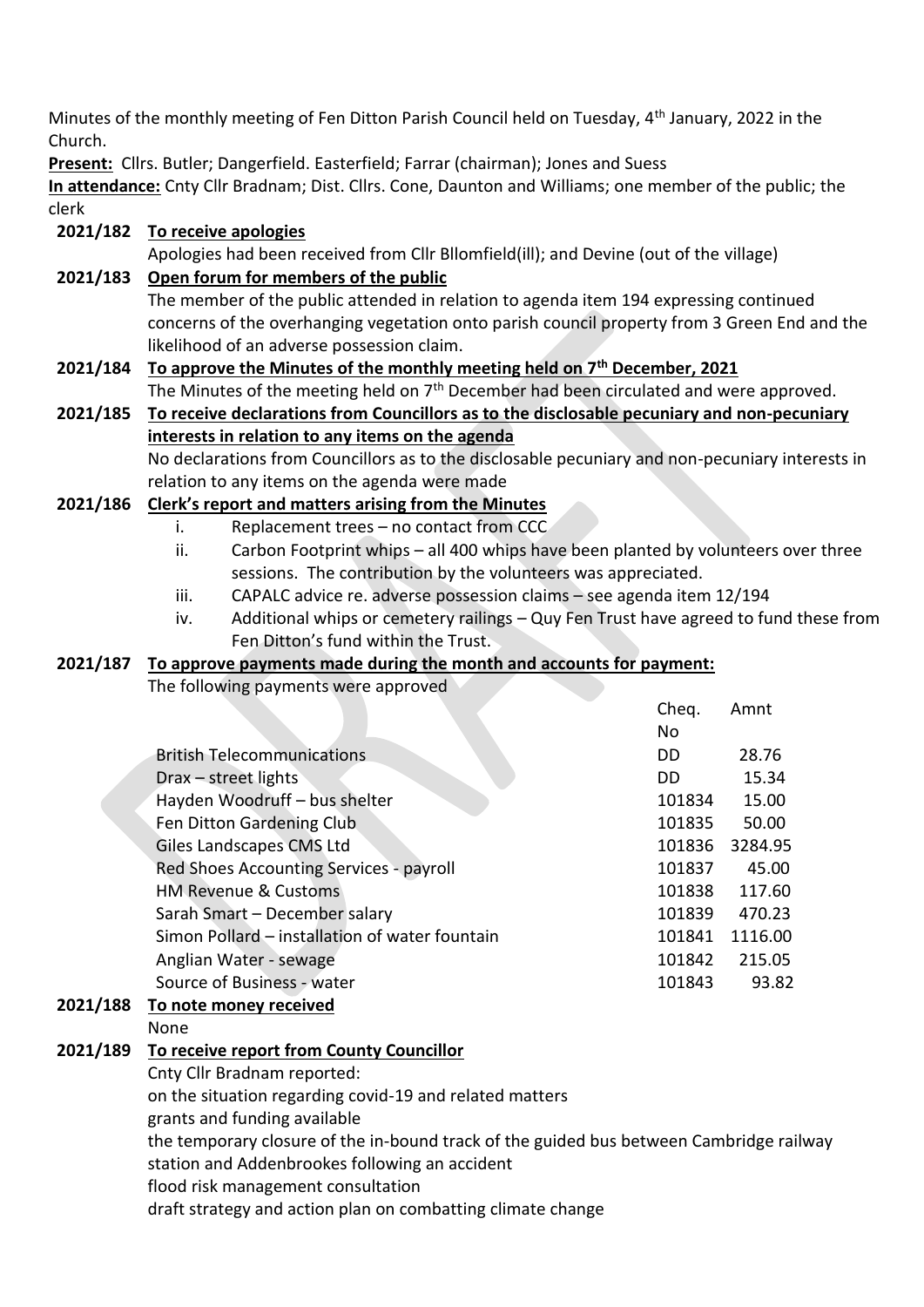Minutes of the monthly meeting of Fen Ditton Parish Council held on Tuesday, 4th January, 2022 in the Church.

**Present:** Cllrs. Butler; Dangerfield. Easterfield; Farrar (chairman); Jones and Suess

**In attendance:** Cnty Cllr Bradnam; Dist. Cllrs. Cone, Daunton and Williams; one member of the public; the clerk

**2021/182 To receive apologies**

Apologies had been received from Cllr Bllomfield(ill); and Devine (out of the village)

**2021/183 Open forum for members of the public**

The member of the public attended in relation to agenda item 194 expressing continued concerns of the overhanging vegetation onto parish council property from 3 Green End and the likelihood of an adverse possession claim.

**2021/184 To approve the Minutes of the monthly meeting held on 7th December, 2021**

The Minutes of the meeting held on 7th December had been circulated and were approved.

**2021/185 To receive declarations from Councillors as to the disclosable pecuniary and non-pecuniary interests in relation to any items on the agenda**

No declarations from Councillors as to the disclosable pecuniary and non-pecuniary interests in relation to any items on the agenda were made

**2021/186 Clerk's report and matters arising from the Minutes**

i. Replacement trees – no contact from CCC
ii. Carbon Footprint whips – all 400 whips have been planted by volunteers over three sessions. The contribution by the volunteers was appreciated.
iii. CAPALC advice re. adverse possession claims – see agenda item 12/194
iv. Additional whips or cemetery railings – Quy Fen Trust have agreed to fund these from Fen Ditton's fund within the Trust.

**2021/187 To approve payments made during the month and accounts for payment:**

The following payments were approved

| | Cheq. No | Amnt |
|---|---|---|
| British Telecommunications | DD | 28.76 |
| Drax – street lights | DD | 15.34 |
| Hayden Woodruff – bus shelter | 101834 | 15.00 |
| Fen Ditton Gardening Club | 101835 | 50.00 |
| Giles Landscapes CMS Ltd | 101836 | 3284.95 |
| Red Shoes Accounting Services - payroll | 101837 | 45.00 |
| HM Revenue & Customs | 101838 | 117.60 |
| Sarah Smart – December salary | 101839 | 470.23 |
| Simon Pollard – installation of water fountain | 101841 | 1116.00 |
| Anglian Water - sewage | 101842 | 215.05 |
| Source of Business - water | 101843 | 93.82 |

**2021/188 To note money received**

None

**2021/189 To receive report from County Councillor**

Cnty Cllr Bradnam reported:

on the situation regarding covid-19 and related matters

grants and funding available

the temporary closure of the in-bound track of the guided bus between Cambridge railway station and Addenbrookes following an accident

flood risk management consultation

draft strategy and action plan on combatting climate change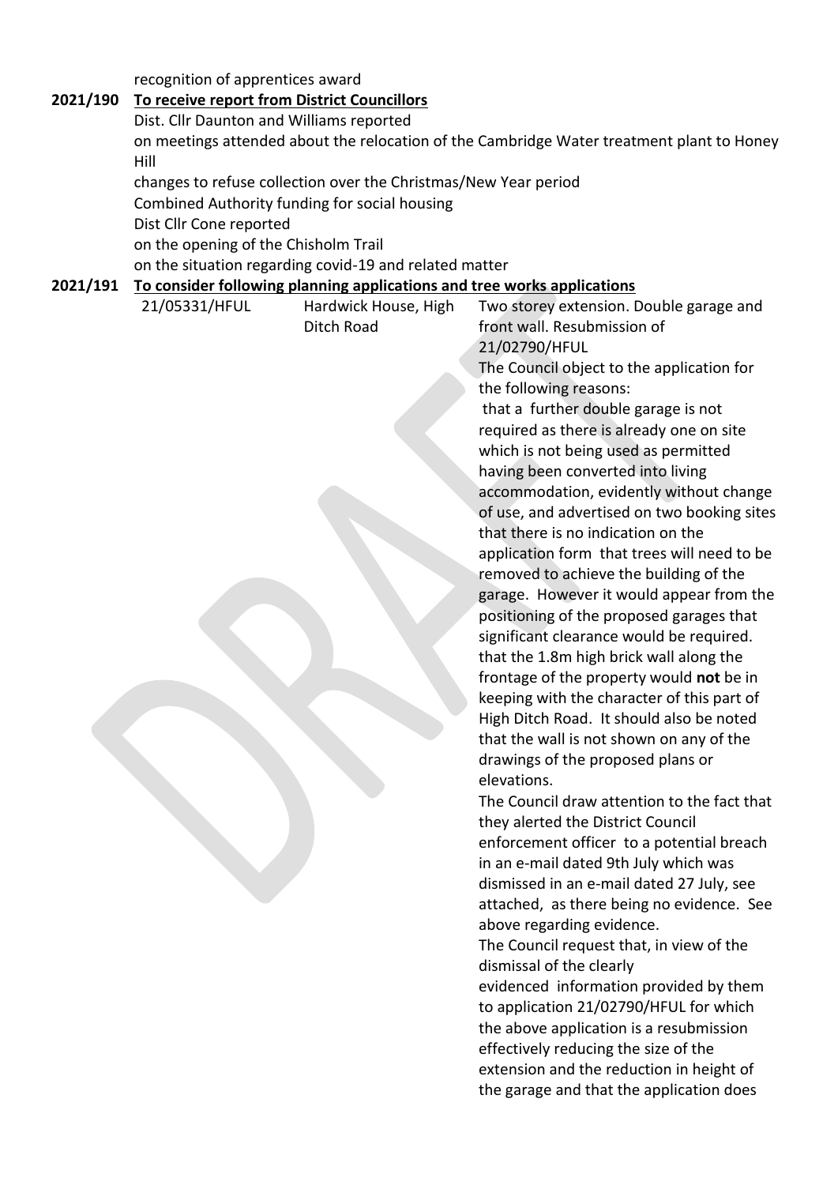recognition of apprentices award

**2021/190** **To receive report from District Councillors**

Dist. Cllr Daunton and Williams reported

on meetings attended about the relocation of the Cambridge Water treatment plant to Honey Hill

changes to refuse collection over the Christmas/New Year period

Combined Authority funding for social housing

Dist Cllr Cone reported

on the opening of the Chisholm Trail

on the situation regarding covid-19 and related matter

**2021/191** **To consider following planning applications and tree works applications**

| | | |
|---|---|---|
| 21/05331/HFUL | Hardwick House, High Ditch Road | Two storey extension. Double garage and front wall. Resubmission of 21/02790/HFUL<br>The Council object to the application for the following reasons:<br>that a further double garage is not required as there is already one on site which is not being used as permitted having been converted into living accommodation, evidently without change of use, and advertised on two booking sites<br>that there is no indication on the application form that trees will need to be removed to achieve the building of the garage. However it would appear from the positioning of the proposed garages that significant clearance would be required.<br>that the 1.8m high brick wall along the frontage of the property would **not** be in keeping with the character of this part of High Ditch Road. It should also be noted that the wall is not shown on any of the drawings of the proposed plans or elevations.<br>The Council draw attention to the fact that they alerted the District Council enforcement officer to a potential breach in an e-mail dated 9th July which was dismissed in an e-mail dated 27 July, see attached, as there being no evidence. See above regarding evidence.<br>The Council request that, in view of the dismissal of the clearly evidenced information provided by them to application 21/02790/HFUL for which the above application is a resubmission effectively reducing the size of the extension and the reduction in height of the garage and that the application does |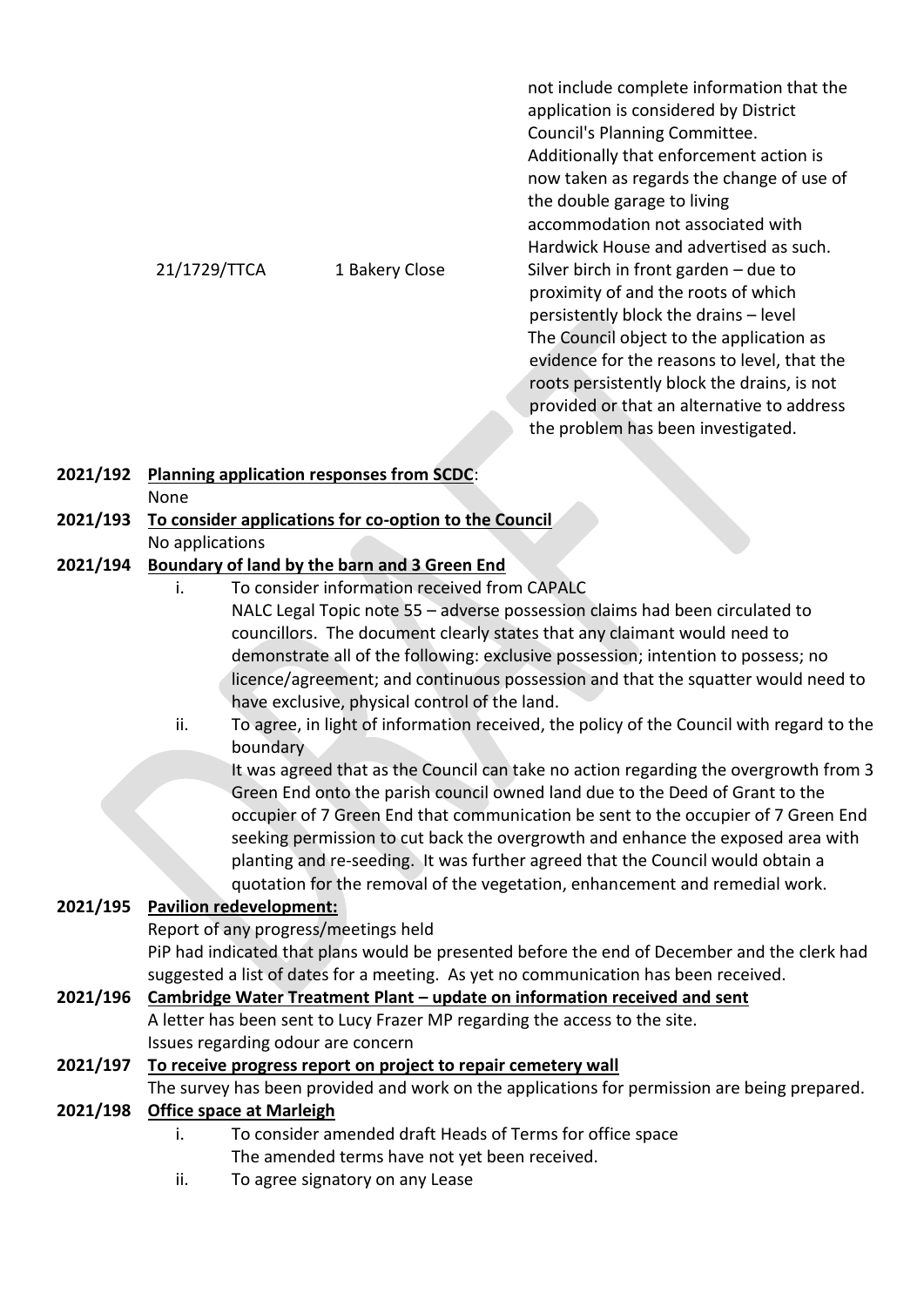| | | |
|---|---|---|
| | | not include complete information that the application is considered by District Council's Planning Committee. Additionally that enforcement action is now taken as regards the change of use of the double garage to living accommodation not associated with Hardwick House and advertised as such. |
| 21/1729/TTCA | 1 Bakery Close | Silver birch in front garden – due to proximity of and the roots of which persistently block the drains – level The Council object to the application as evidence for the reasons to level, that the roots persistently block the drains, is not provided or that an alternative to address the problem has been investigated. |

**2021/192** **Planning application responses from SCDC**:

None

**2021/193** **To consider applications for co-option to the Council**

No applications

**2021/194** **Boundary of land by the barn and 3 Green End**

i. To consider information received from CAPALC

NALC Legal Topic note 55 – adverse possession claims had been circulated to councillors. The document clearly states that any claimant would need to demonstrate all of the following: exclusive possession; intention to possess; no licence/agreement; and continuous possession and that the squatter would need to have exclusive, physical control of the land.

ii. To agree, in light of information received, the policy of the Council with regard to the boundary

It was agreed that as the Council can take no action regarding the overgrowth from 3 Green End onto the parish council owned land due to the Deed of Grant to the occupier of 7 Green End that communication be sent to the occupier of 7 Green End seeking permission to cut back the overgrowth and enhance the exposed area with planting and re-seeding. It was further agreed that the Council would obtain a quotation for the removal of the vegetation, enhancement and remedial work.

**2021/195** **Pavilion redevelopment:**

Report of any progress/meetings held

PiP had indicated that plans would be presented before the end of December and the clerk had suggested a list of dates for a meeting. As yet no communication has been received.

**2021/196** **Cambridge Water Treatment Plant – update on information received and sent**

A letter has been sent to Lucy Frazer MP regarding the access to the site.

Issues regarding odour are concern

**2021/197** **To receive progress report on project to repair cemetery wall**

The survey has been provided and work on the applications for permission are being prepared.

**2021/198** **Office space at Marleigh**

i. To consider amended draft Heads of Terms for office space

The amended terms have not yet been received.

ii. To agree signatory on any Lease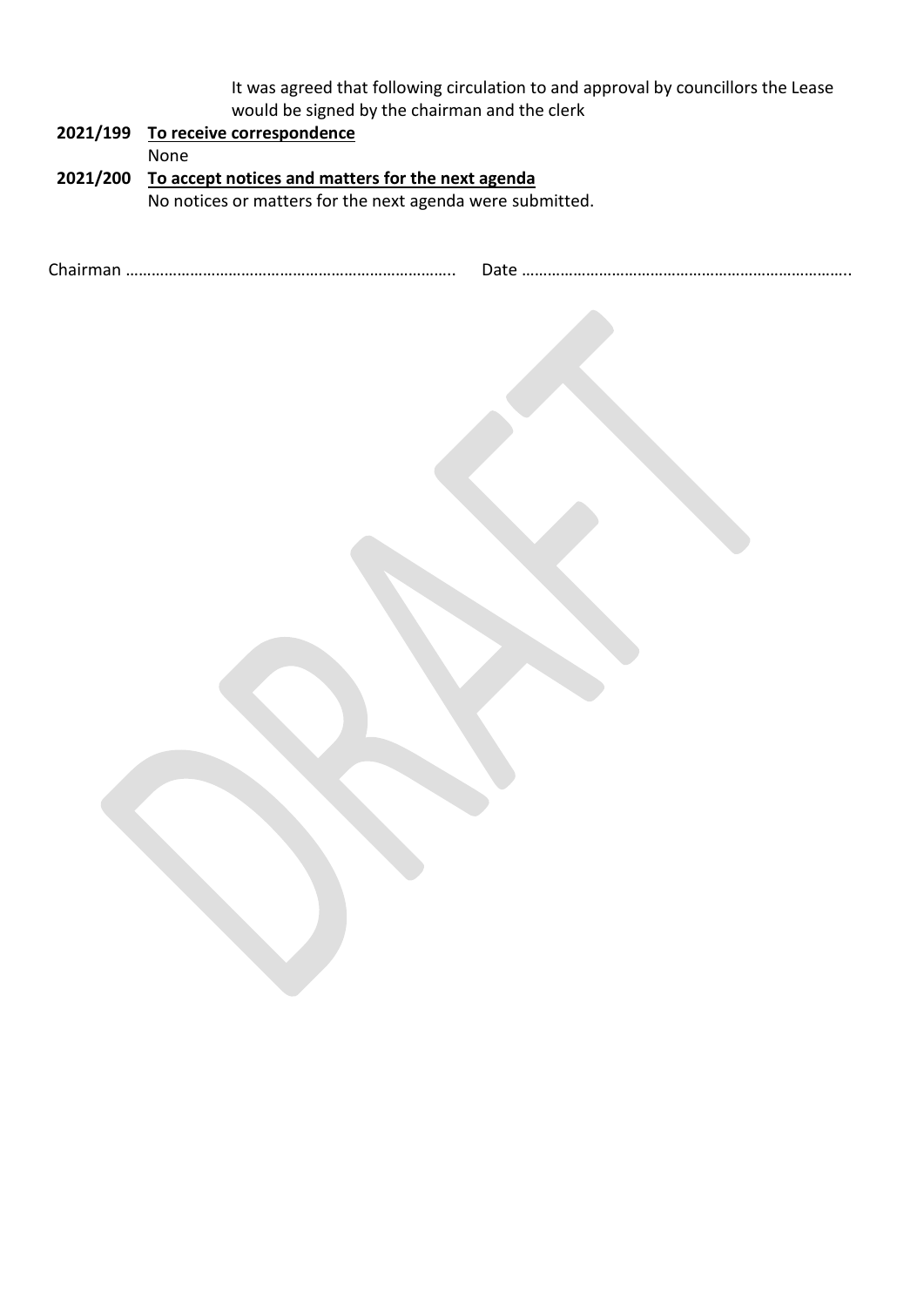It was agreed that following circulation to and approval by councillors the Lease would be signed by the chairman and the clerk

**2021/199** **To receive correspondence**

None

**2021/200** **To accept notices and matters for the next agenda**

No notices or matters for the next agenda were submitted.

Chairman ………………………………………………………………….. Date …………………………………………………………………..

DRAFT